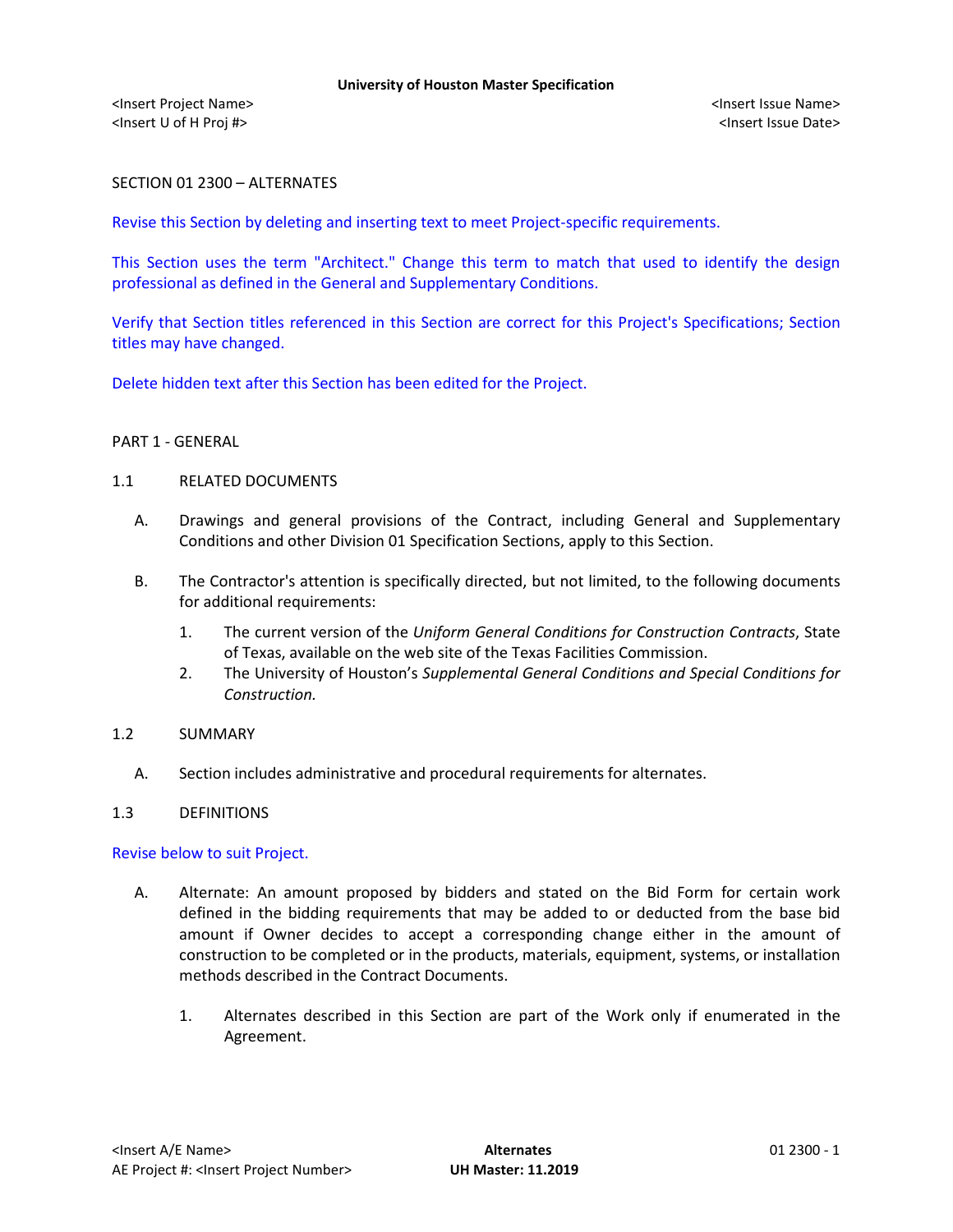SECTION 01 2300 – ALTERNATES

Revise this Section by deleting and inserting text to meet Project-specific requirements.

This Section uses the term "Architect." Change this term to match that used to identify the design professional as defined in the General and Supplementary Conditions.

Verify that Section titles referenced in this Section are correct for this Project's Specifications; Section titles may have changed.

Delete hidden text after this Section has been edited for the Project.

## PART 1 - GENERAL

### 1.1 RELATED DOCUMENTS

A. Drawings and general provisions of the Contract, including General and Supplementary Conditions and other Division 01 Specification Sections, apply to this Section.

B. The Contractor's attention is specifically directed, but not limited, to the following documents for additional requirements:

1. The current version of the *Uniform General Conditions for Construction Contracts*, State of Texas, available on the web site of the Texas Facilities Commission.
2. The University of Houston's *Supplemental General Conditions and Special Conditions for Construction.*

### 1.2 SUMMARY

A. Section includes administrative and procedural requirements for alternates.

### 1.3 DEFINITIONS

Revise below to suit Project.

A. Alternate: An amount proposed by bidders and stated on the Bid Form for certain work defined in the bidding requirements that may be added to or deducted from the base bid amount if Owner decides to accept a corresponding change either in the amount of construction to be completed or in the products, materials, equipment, systems, or installation methods described in the Contract Documents.

1. Alternates described in this Section are part of the Work only if enumerated in the Agreement.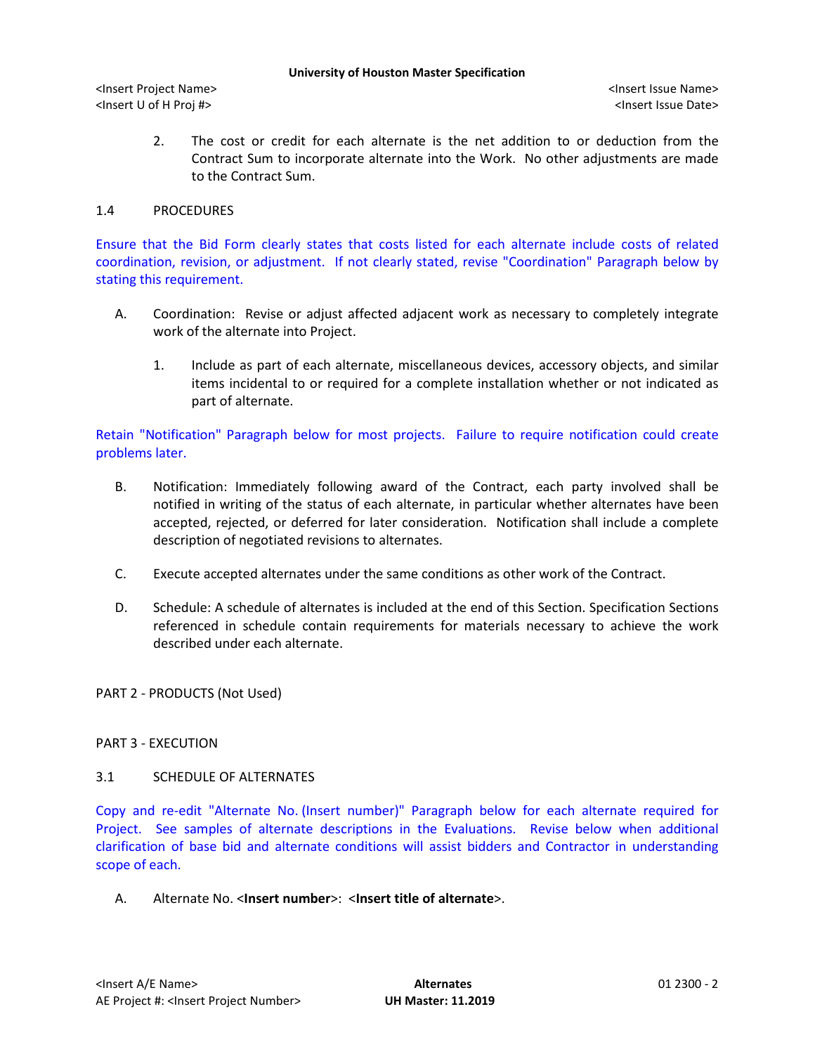2. The cost or credit for each alternate is the net addition to or deduction from the Contract Sum to incorporate alternate into the Work. No other adjustments are made to the Contract Sum.

## 1.4 PROCEDURES

Ensure that the Bid Form clearly states that costs listed for each alternate include costs of related coordination, revision, or adjustment. If not clearly stated, revise "Coordination" Paragraph below by stating this requirement.

A. Coordination: Revise or adjust affected adjacent work as necessary to completely integrate work of the alternate into Project.

   1. Include as part of each alternate, miscellaneous devices, accessory objects, and similar items incidental to or required for a complete installation whether or not indicated as part of alternate.

Retain "Notification" Paragraph below for most projects. Failure to require notification could create problems later.

B. Notification: Immediately following award of the Contract, each party involved shall be notified in writing of the status of each alternate, in particular whether alternates have been accepted, rejected, or deferred for later consideration. Notification shall include a complete description of negotiated revisions to alternates.

C. Execute accepted alternates under the same conditions as other work of the Contract.

D. Schedule: A schedule of alternates is included at the end of this Section. Specification Sections referenced in schedule contain requirements for materials necessary to achieve the work described under each alternate.

# PART 2 - PRODUCTS (Not Used)

# PART 3 - EXECUTION

## 3.1 SCHEDULE OF ALTERNATES

Copy and re-edit "Alternate No. (Insert number)" Paragraph below for each alternate required for Project. See samples of alternate descriptions in the Evaluations. Revise below when additional clarification of base bid and alternate conditions will assist bidders and Contractor in understanding scope of each.

A. Alternate No. <**Insert number**>: <**Insert title of alternate**>.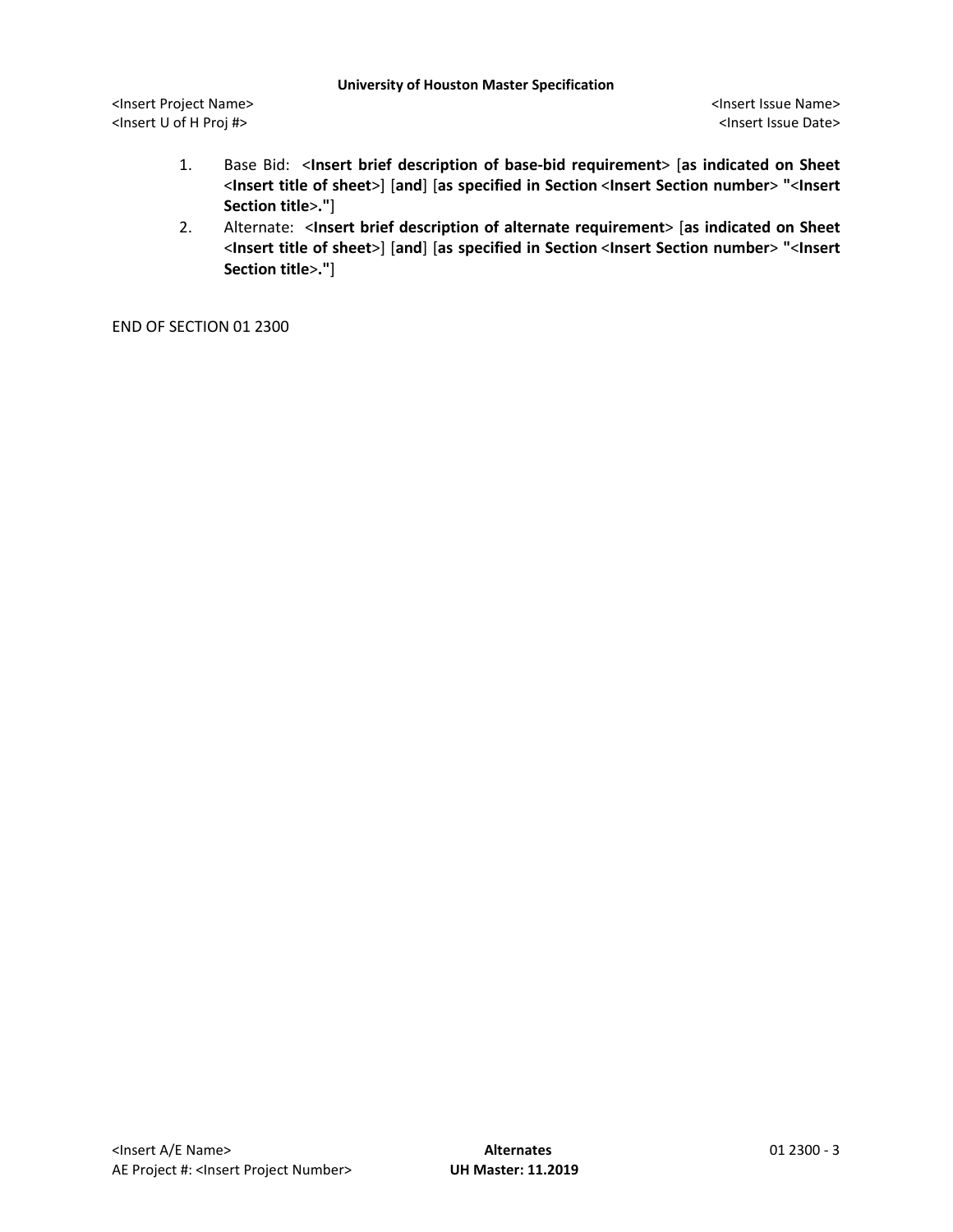1. Base Bid: <**Insert brief description of base-bid requirement**> [**as indicated on Sheet** <**Insert title of sheet**>] [**and**] [**as specified in Section** <**Insert Section number**> **"**<**Insert Section title**>**."**]
2. Alternate: <**Insert brief description of alternate requirement**> [**as indicated on Sheet** <**Insert title of sheet**>] [**and**] [**as specified in Section** <**Insert Section number**> **"**<**Insert Section title**>**."**]

END OF SECTION 01 2300